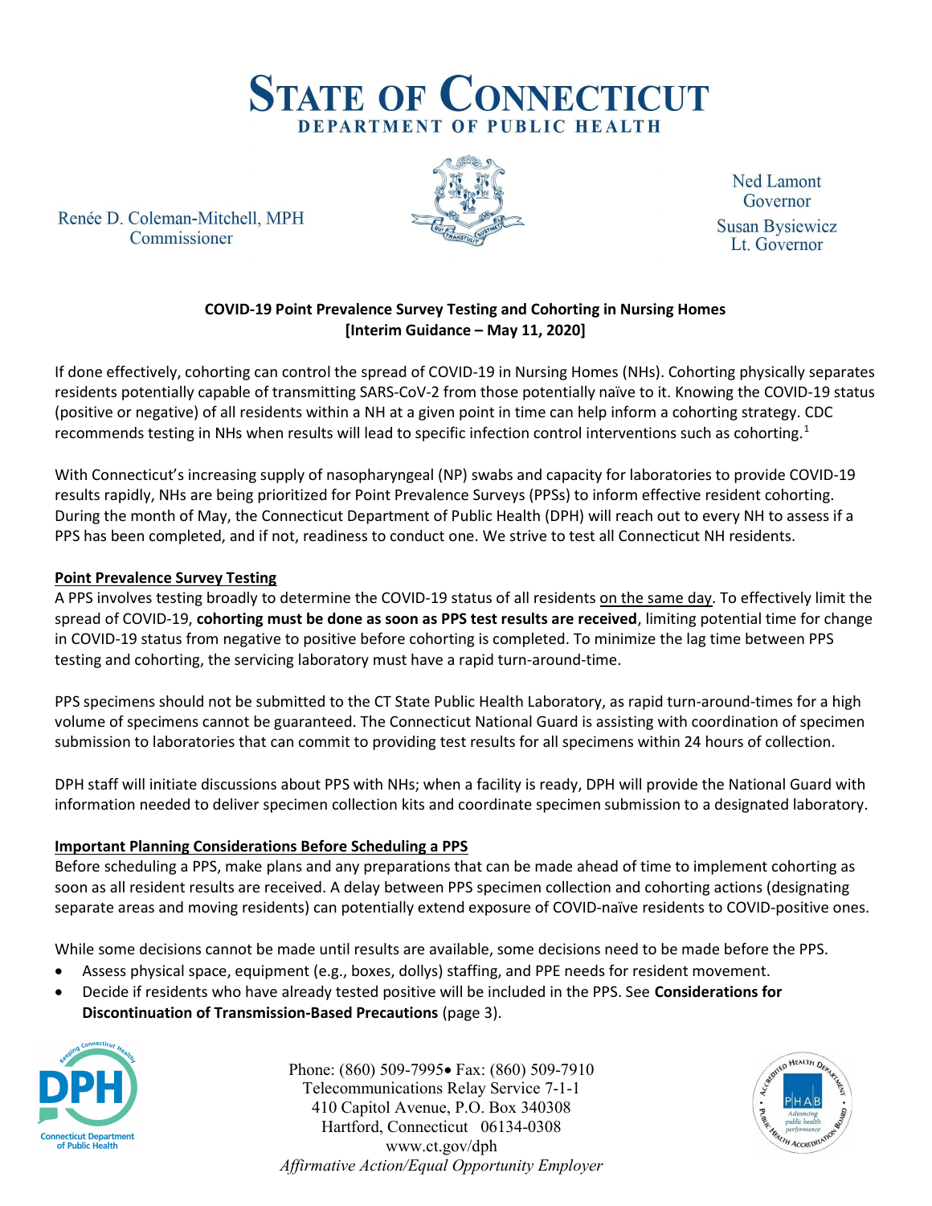# STATE OF CONNECTICUT
## DEPARTMENT OF PUBLIC HEALTH

Renée D. Coleman-Mitchell, MPH
Commissioner

Ned Lamont
Governor

Susan Bysiewicz
Lt. Governor

**COVID-19 Point Prevalence Survey Testing and Cohorting in Nursing Homes**
**[Interim Guidance – May 11, 2020]**

If done effectively, cohorting can control the spread of COVID-19 in Nursing Homes (NHs). Cohorting physically separates residents potentially capable of transmitting SARS-CoV-2 from those potentially naïve to it. Knowing the COVID-19 status (positive or negative) of all residents within a NH at a given point in time can help inform a cohorting strategy. CDC recommends testing in NHs when results will lead to specific infection control interventions such as cohorting.[1]

With Connecticut's increasing supply of nasopharyngeal (NP) swabs and capacity for laboratories to provide COVID-19 results rapidly, NHs are being prioritized for Point Prevalence Surveys (PPSs) to inform effective resident cohorting. During the month of May, the Connecticut Department of Public Health (DPH) will reach out to every NH to assess if a PPS has been completed, and if not, readiness to conduct one. We strive to test all Connecticut NH residents.

### Point Prevalence Survey Testing

A PPS involves testing broadly to determine the COVID-19 status of all residents on the same day. To effectively limit the spread of COVID-19, **cohorting must be done as soon as PPS test results are received**, limiting potential time for change in COVID-19 status from negative to positive before cohorting is completed. To minimize the lag time between PPS testing and cohorting, the servicing laboratory must have a rapid turn-around-time.

PPS specimens should not be submitted to the CT State Public Health Laboratory, as rapid turn-around-times for a high volume of specimens cannot be guaranteed. The Connecticut National Guard is assisting with coordination of specimen submission to laboratories that can commit to providing test results for all specimens within 24 hours of collection.

DPH staff will initiate discussions about PPS with NHs; when a facility is ready, DPH will provide the National Guard with information needed to deliver specimen collection kits and coordinate specimen submission to a designated laboratory.

### Important Planning Considerations Before Scheduling a PPS

Before scheduling a PPS, make plans and any preparations that can be made ahead of time to implement cohorting as soon as all resident results are received. A delay between PPS specimen collection and cohorting actions (designating separate areas and moving residents) can potentially extend exposure of COVID-naïve residents to COVID-positive ones.

While some decisions cannot be made until results are available, some decisions need to be made before the PPS.

- Assess physical space, equipment (e.g., boxes, dollys) staffing, and PPE needs for resident movement.
- Decide if residents who have already tested positive will be included in the PPS. See **Considerations for Discontinuation of Transmission-Based Precautions** (page 3).

Phone: (860) 509-7995• Fax: (860) 509-7910
Telecommunications Relay Service 7-1-1
410 Capitol Avenue, P.O. Box 340308
Hartford, Connecticut 06134-0308
www.ct.gov/dph
*Affirmative Action/Equal Opportunity Employer*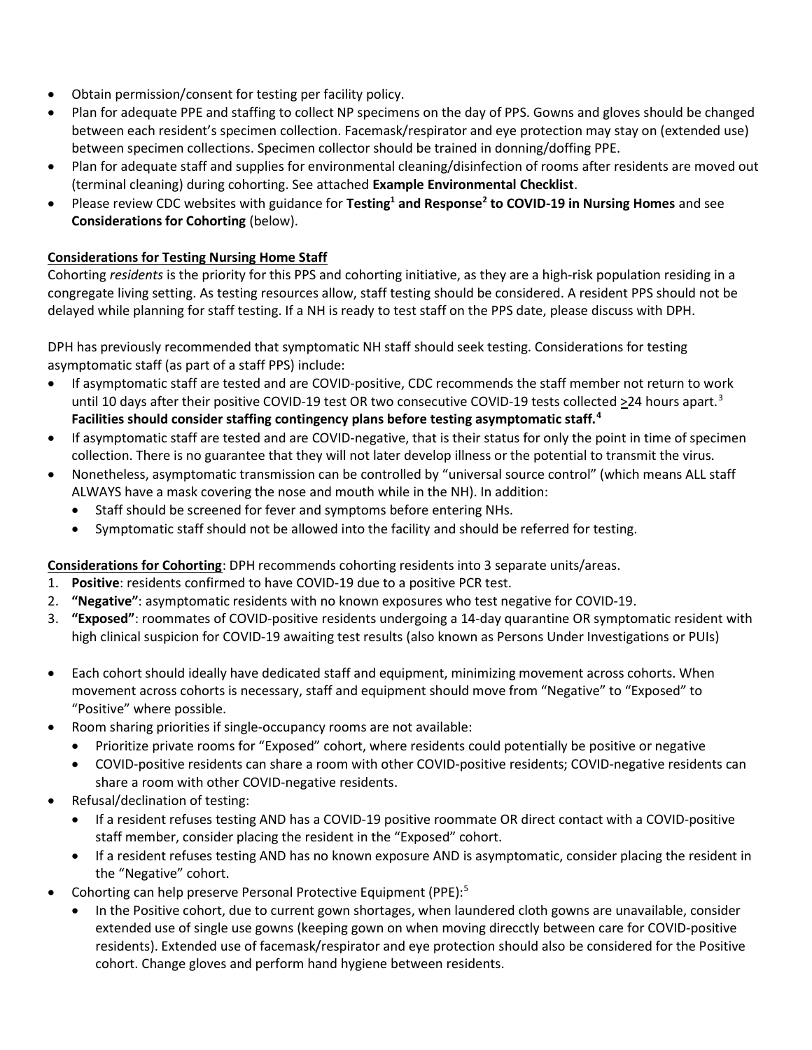- Obtain permission/consent for testing per facility policy.
- Plan for adequate PPE and staffing to collect NP specimens on the day of PPS. Gowns and gloves should be changed between each resident's specimen collection. Facemask/respirator and eye protection may stay on (extended use) between specimen collections. Specimen collector should be trained in donning/doffing PPE.
- Plan for adequate staff and supplies for environmental cleaning/disinfection of rooms after residents are moved out (terminal cleaning) during cohorting. See attached **Example Environmental Checklist**.
- Please review CDC websites with guidance for **Testing[1] and Response[2] to COVID-19 in Nursing Homes** and see **Considerations for Cohorting** (below).

**Considerations for Testing Nursing Home Staff**

Cohorting *residents* is the priority for this PPS and cohorting initiative, as they are a high-risk population residing in a congregate living setting. As testing resources allow, staff testing should be considered. A resident PPS should not be delayed while planning for staff testing. If a NH is ready to test staff on the PPS date, please discuss with DPH.

DPH has previously recommended that symptomatic NH staff should seek testing. Considerations for testing asymptomatic staff (as part of a staff PPS) include:

- If asymptomatic staff are tested and are COVID-positive, CDC recommends the staff member not return to work until 10 days after their positive COVID-19 test OR two consecutive COVID-19 tests collected ≥24 hours apart.[3] **Facilities should consider staffing contingency plans before testing asymptomatic staff.[4]**
- If asymptomatic staff are tested and are COVID-negative, that is their status for only the point in time of specimen collection. There is no guarantee that they will not later develop illness or the potential to transmit the virus.
- Nonetheless, asymptomatic transmission can be controlled by "universal source control" (which means ALL staff ALWAYS have a mask covering the nose and mouth while in the NH). In addition:
  - Staff should be screened for fever and symptoms before entering NHs.
  - Symptomatic staff should not be allowed into the facility and should be referred for testing.

**Considerations for Cohorting**: DPH recommends cohorting residents into 3 separate units/areas.

1. **Positive**: residents confirmed to have COVID-19 due to a positive PCR test.
2. **"Negative"**: asymptomatic residents with no known exposures who test negative for COVID-19.
3. **"Exposed"**: roommates of COVID-positive residents undergoing a 14-day quarantine OR symptomatic resident with high clinical suspicion for COVID-19 awaiting test results (also known as Persons Under Investigations or PUIs)

- Each cohort should ideally have dedicated staff and equipment, minimizing movement across cohorts. When movement across cohorts is necessary, staff and equipment should move from "Negative" to "Exposed" to "Positive" where possible.
- Room sharing priorities if single-occupancy rooms are not available:
  - Prioritize private rooms for "Exposed" cohort, where residents could potentially be positive or negative
  - COVID-positive residents can share a room with other COVID-positive residents; COVID-negative residents can share a room with other COVID-negative residents.
- Refusal/declination of testing:
  - If a resident refuses testing AND has a COVID-19 positive roommate OR direct contact with a COVID-positive staff member, consider placing the resident in the "Exposed" cohort.
  - If a resident refuses testing AND has no known exposure AND is asymptomatic, consider placing the resident in the "Negative" cohort.
- Cohorting can help preserve Personal Protective Equipment (PPE):[5]
  - In the Positive cohort, due to current gown shortages, when laundered cloth gowns are unavailable, consider extended use of single use gowns (keeping gown on when moving direcctly between care for COVID-positive residents). Extended use of facemask/respirator and eye protection should also be considered for the Positive cohort. Change gloves and perform hand hygiene between residents.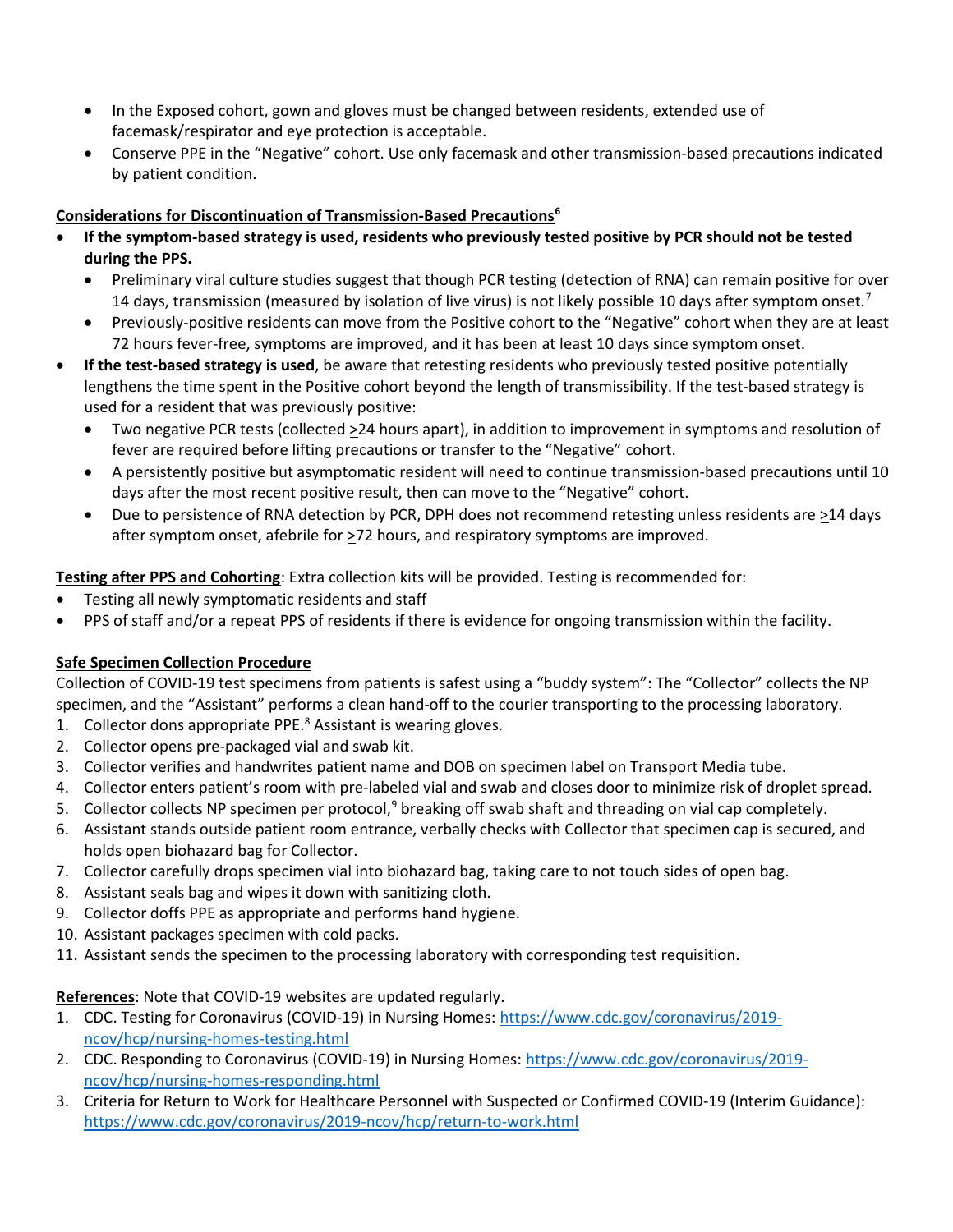- In the Exposed cohort, gown and gloves must be changed between residents, extended use of facemask/respirator and eye protection is acceptable.
- Conserve PPE in the "Negative" cohort. Use only facemask and other transmission-based precautions indicated by patient condition.

**Considerations for Discontinuation of Transmission-Based Precautions**[6]

- **If the symptom-based strategy is used, residents who previously tested positive by PCR should not be tested during the PPS.**
  - Preliminary viral culture studies suggest that though PCR testing (detection of RNA) can remain positive for over 14 days, transmission (measured by isolation of live virus) is not likely possible 10 days after symptom onset.[7]
  - Previously-positive residents can move from the Positive cohort to the "Negative" cohort when they are at least 72 hours fever-free, symptoms are improved, and it has been at least 10 days since symptom onset.
- **If the test-based strategy is used**, be aware that retesting residents who previously tested positive potentially lengthens the time spent in the Positive cohort beyond the length of transmissibility. If the test-based strategy is used for a resident that was previously positive:
  - Two negative PCR tests (collected ≥24 hours apart), in addition to improvement in symptoms and resolution of fever are required before lifting precautions or transfer to the "Negative" cohort.
  - A persistently positive but asymptomatic resident will need to continue transmission-based precautions until 10 days after the most recent positive result, then can move to the "Negative" cohort.
  - Due to persistence of RNA detection by PCR, DPH does not recommend retesting unless residents are ≥14 days after symptom onset, afebrile for ≥72 hours, and respiratory symptoms are improved.

**Testing after PPS and Cohorting**: Extra collection kits will be provided. Testing is recommended for:

- Testing all newly symptomatic residents and staff
- PPS of staff and/or a repeat PPS of residents if there is evidence for ongoing transmission within the facility.

**Safe Specimen Collection Procedure**

Collection of COVID-19 test specimens from patients is safest using a "buddy system": The "Collector" collects the NP specimen, and the "Assistant" performs a clean hand-off to the courier transporting to the processing laboratory.

1. Collector dons appropriate PPE.[8] Assistant is wearing gloves.
2. Collector opens pre-packaged vial and swab kit.
3. Collector verifies and handwrites patient name and DOB on specimen label on Transport Media tube.
4. Collector enters patient's room with pre-labeled vial and swab and closes door to minimize risk of droplet spread.
5. Collector collects NP specimen per protocol,[9] breaking off swab shaft and threading on vial cap completely.
6. Assistant stands outside patient room entrance, verbally checks with Collector that specimen cap is secured, and holds open biohazard bag for Collector.
7. Collector carefully drops specimen vial into biohazard bag, taking care to not touch sides of open bag.
8. Assistant seals bag and wipes it down with sanitizing cloth.
9. Collector doffs PPE as appropriate and performs hand hygiene.
10. Assistant packages specimen with cold packs.
11. Assistant sends the specimen to the processing laboratory with corresponding test requisition.

**References**: Note that COVID-19 websites are updated regularly.

1. CDC. Testing for Coronavirus (COVID-19) in Nursing Homes: https://www.cdc.gov/coronavirus/2019-ncov/hcp/nursing-homes-testing.html
2. CDC. Responding to Coronavirus (COVID-19) in Nursing Homes: https://www.cdc.gov/coronavirus/2019-ncov/hcp/nursing-homes-responding.html
3. Criteria for Return to Work for Healthcare Personnel with Suspected or Confirmed COVID-19 (Interim Guidance): https://www.cdc.gov/coronavirus/2019-ncov/hcp/return-to-work.html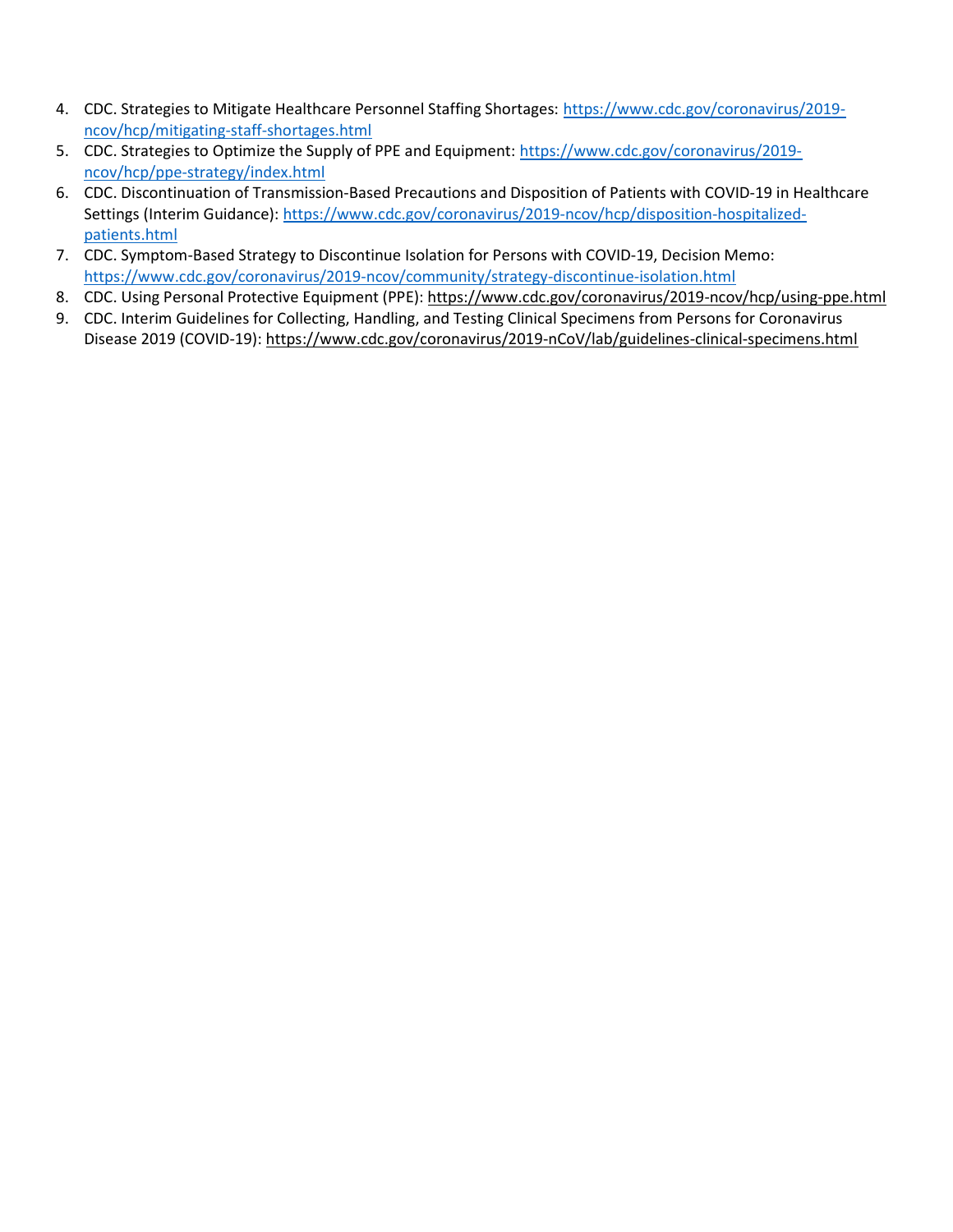4. CDC. Strategies to Mitigate Healthcare Personnel Staffing Shortages: https://www.cdc.gov/coronavirus/2019-ncov/hcp/mitigating-staff-shortages.html
5. CDC. Strategies to Optimize the Supply of PPE and Equipment: https://www.cdc.gov/coronavirus/2019-ncov/hcp/ppe-strategy/index.html
6. CDC. Discontinuation of Transmission-Based Precautions and Disposition of Patients with COVID-19 in Healthcare Settings (Interim Guidance): https://www.cdc.gov/coronavirus/2019-ncov/hcp/disposition-hospitalized-patients.html
7. CDC. Symptom-Based Strategy to Discontinue Isolation for Persons with COVID-19, Decision Memo: https://www.cdc.gov/coronavirus/2019-ncov/community/strategy-discontinue-isolation.html
8. CDC. Using Personal Protective Equipment (PPE): https://www.cdc.gov/coronavirus/2019-ncov/hcp/using-ppe.html
9. CDC. Interim Guidelines for Collecting, Handling, and Testing Clinical Specimens from Persons for Coronavirus Disease 2019 (COVID-19): https://www.cdc.gov/coronavirus/2019-nCoV/lab/guidelines-clinical-specimens.html